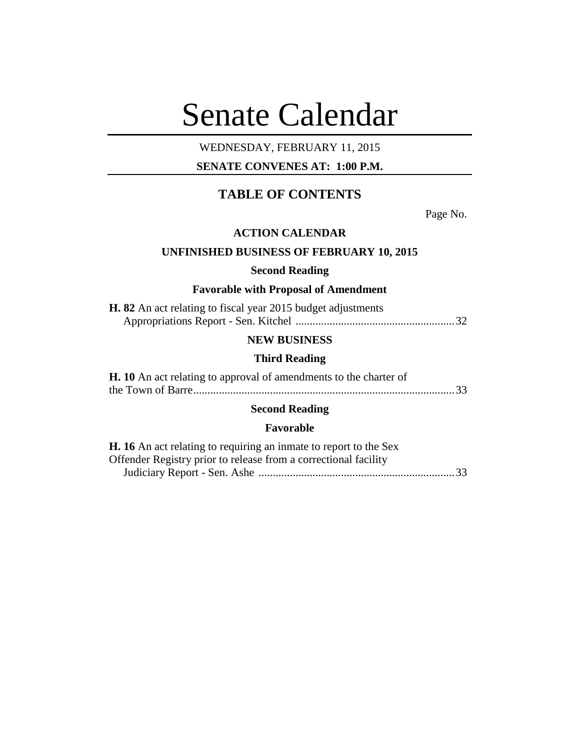# Senate Calendar

WEDNESDAY, FEBRUARY 11, 2015

**SENATE CONVENES AT: 1:00 P.M.**

## TABLE OF CONTENTS

Page No.

### ACTION CALENDAR

### UNFINISHED BUSINESS OF FEBRUARY 10, 2015

#### Second Reading

#### Favorable with Proposal of Amendment

**H. 82** An act relating to fiscal year 2015 budget adjustments
Appropriations Report - Sen. Kitchel ........................................................32

### NEW BUSINESS

#### Third Reading

**H. 10** An act relating to approval of amendments to the charter of the Town of Barre............................................................................................33

#### Second Reading

#### Favorable

**H. 16** An act relating to requiring an inmate to report to the Sex Offender Registry prior to release from a correctional facility
Judiciary Report - Sen. Ashe .....................................................................33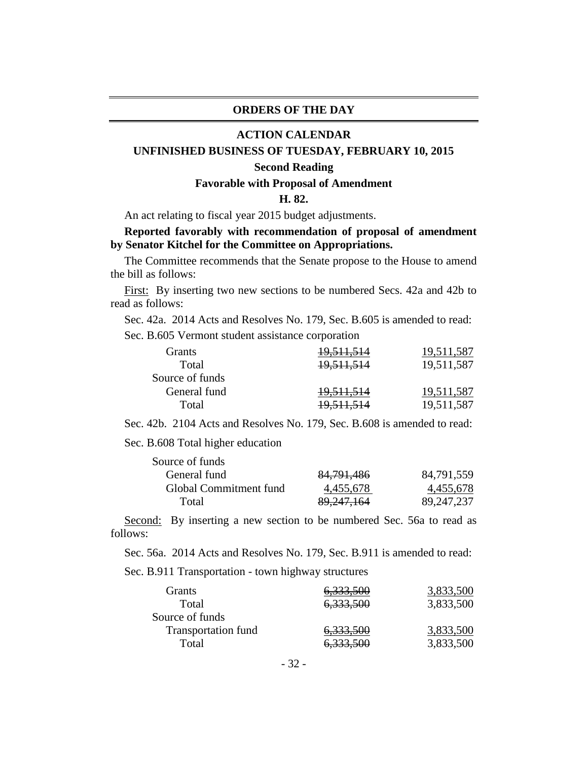## ORDERS OF THE DAY

### ACTION CALENDAR

### UNFINISHED BUSINESS OF TUESDAY, FEBRUARY 10, 2015

#### Second Reading

#### Favorable with Proposal of Amendment

#### H. 82.

An act relating to fiscal year 2015 budget adjustments.

**Reported favorably with recommendation of proposal of amendment by Senator Kitchel for the Committee on Appropriations.**

The Committee recommends that the Senate propose to the House to amend the bill as follows:

<u>First:</u> By inserting two new sections to be numbered Secs. 42a and 42b to read as follows:

Sec. 42a. 2014 Acts and Resolves No. 179, Sec. B.605 is amended to read:

Sec. B.605 Vermont student assistance corporation

| | | |
|---|---|---|
| Grants | ~~19,511,514~~ | <u>19,511,587</u> |
| Total | ~~19,511,514~~ | 19,511,587 |
| Source of funds | | |
| General fund | ~~19,511,514~~ | <u>19,511,587</u> |
| Total | ~~19,511,514~~ | 19,511,587 |

Sec. 42b. 2104 Acts and Resolves No. 179, Sec. B.608 is amended to read:

Sec. B.608 Total higher education

| | | |
|---|---|---|
| Source of funds | | |
| General fund | ~~84,791,486~~ | 84,791,559 |
| Global Commitment fund | <u>4,455,678</u> | <u>4,455,678</u> |
| Total | ~~89,247,164~~ | 89,247,237 |

<u>Second:</u> By inserting a new section to be numbered Sec. 56a to read as follows:

Sec. 56a. 2014 Acts and Resolves No. 179, Sec. B.911 is amended to read:

Sec. B.911 Transportation - town highway structures

| | | |
|---|---|---|
| Grants | ~~6,333,500~~ | <u>3,833,500</u> |
| Total | ~~6,333,500~~ | 3,833,500 |
| Source of funds | | |
| Transportation fund | ~~6,333,500~~ | <u>3,833,500</u> |
| Total | ~~6,333,500~~ | 3,833,500 |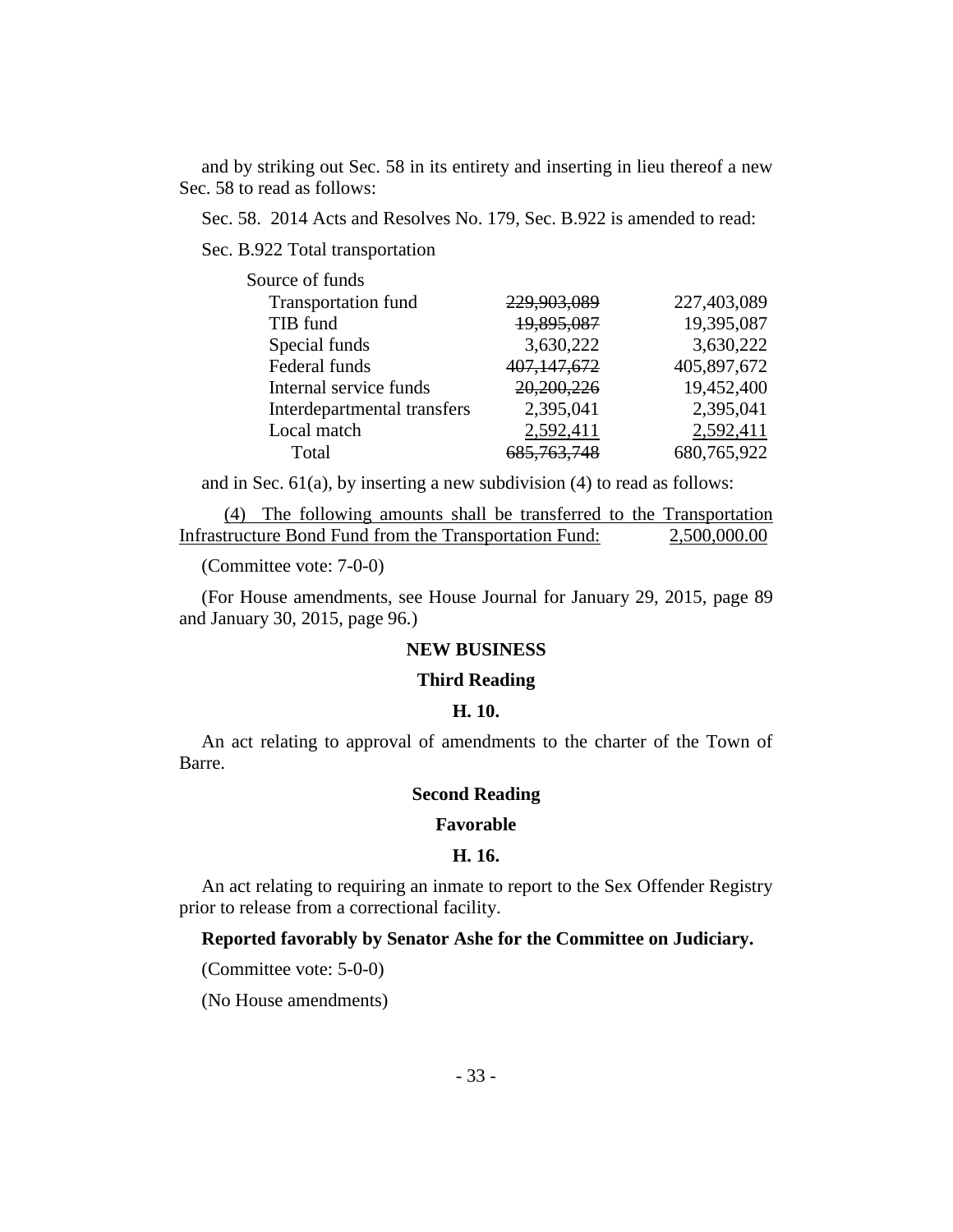and by striking out Sec. 58 in its entirety and inserting in lieu thereof a new Sec. 58 to read as follows:

Sec. 58. 2014 Acts and Resolves No. 179, Sec. B.922 is amended to read:

Sec. B.922 Total transportation

| Source of funds | | |
|---|---|---|
| Transportation fund | ~~229,903,089~~ | 227,403,089 |
| TIB fund | ~~19,895,087~~ | 19,395,087 |
| Special funds | 3,630,222 | 3,630,222 |
| Federal funds | ~~407,147,672~~ | 405,897,672 |
| Internal service funds | ~~20,200,226~~ | 19,452,400 |
| Interdepartmental transfers | 2,395,041 | 2,395,041 |
| Local match | 2,592,411 | 2,592,411 |
| Total | ~~685,763,748~~ | 680,765,922 |

and in Sec. 61(a), by inserting a new subdivision (4) to read as follows:

(4) The following amounts shall be transferred to the Transportation Infrastructure Bond Fund from the Transportation Fund: 2,500,000.00

(Committee vote: 7-0-0)

(For House amendments, see House Journal for January 29, 2015, page 89 and January 30, 2015, page 96.)

## NEW BUSINESS

### Third Reading

### H. 10.

An act relating to approval of amendments to the charter of the Town of Barre.

### Second Reading

### Favorable

### H. 16.

An act relating to requiring an inmate to report to the Sex Offender Registry prior to release from a correctional facility.

**Reported favorably by Senator Ashe for the Committee on Judiciary.**

(Committee vote: 5-0-0)

(No House amendments)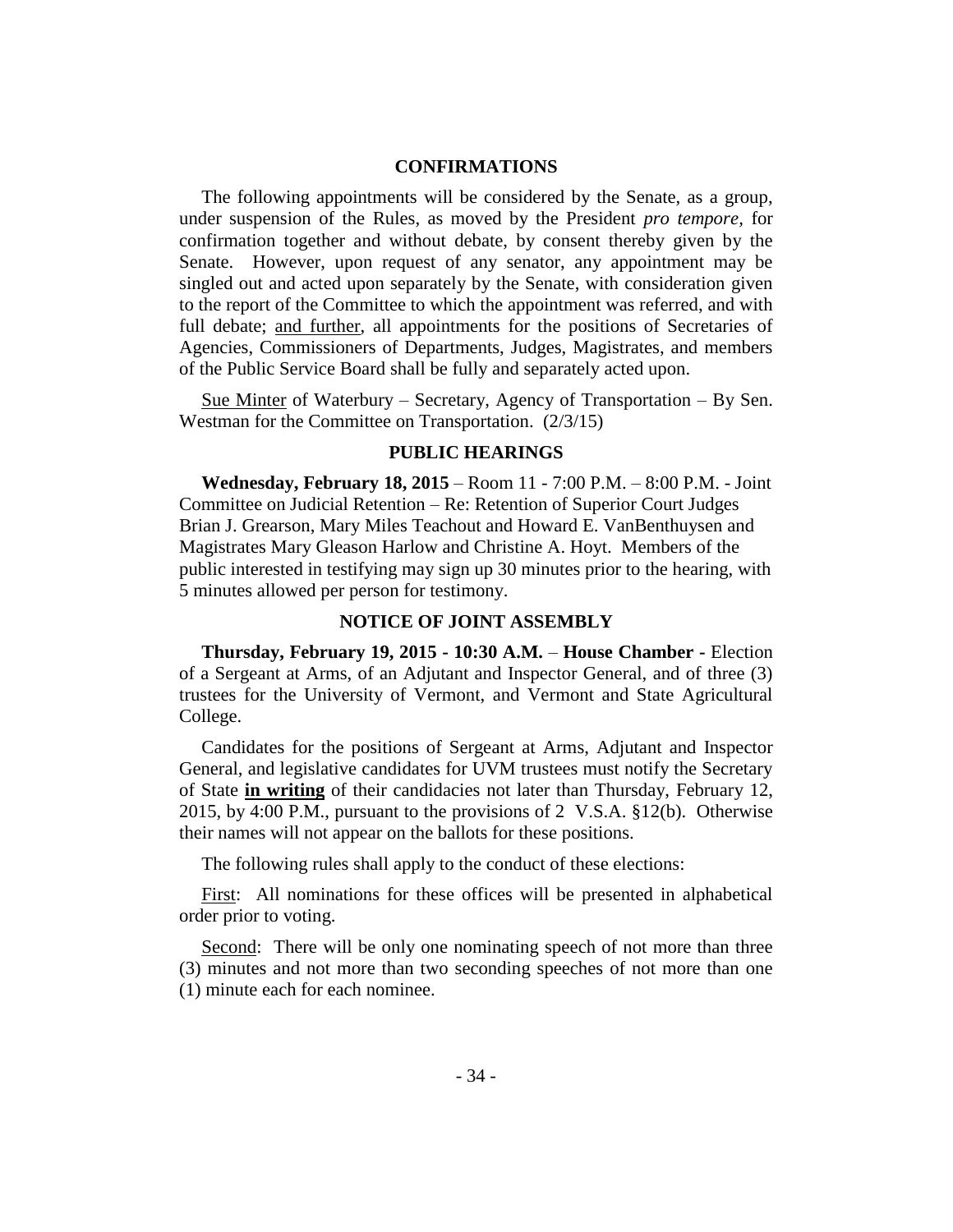## CONFIRMATIONS

The following appointments will be considered by the Senate, as a group, under suspension of the Rules, as moved by the President *pro tempore,* for confirmation together and without debate, by consent thereby given by the Senate. However, upon request of any senator, any appointment may be singled out and acted upon separately by the Senate, with consideration given to the report of the Committee to which the appointment was referred, and with full debate; and further, all appointments for the positions of Secretaries of Agencies, Commissioners of Departments, Judges, Magistrates, and members of the Public Service Board shall be fully and separately acted upon.

Sue Minter of Waterbury – Secretary, Agency of Transportation – By Sen. Westman for the Committee on Transportation. (2/3/15)

## PUBLIC HEARINGS

**Wednesday, February 18, 2015** – Room 11 - 7:00 P.M. – 8:00 P.M. - Joint Committee on Judicial Retention – Re: Retention of Superior Court Judges Brian J. Grearson, Mary Miles Teachout and Howard E. VanBenthuysen and Magistrates Mary Gleason Harlow and Christine A. Hoyt. Members of the public interested in testifying may sign up 30 minutes prior to the hearing, with 5 minutes allowed per person for testimony.

## NOTICE OF JOINT ASSEMBLY

**Thursday, February 19, 2015 - 10:30 A.M.** – **House Chamber -** Election of a Sergeant at Arms, of an Adjutant and Inspector General, and of three (3) trustees for the University of Vermont, and Vermont and State Agricultural College.

Candidates for the positions of Sergeant at Arms, Adjutant and Inspector General, and legislative candidates for UVM trustees must notify the Secretary of State **in writing** of their candidacies not later than Thursday, February 12, 2015, by 4:00 P.M., pursuant to the provisions of 2 V.S.A. §12(b). Otherwise their names will not appear on the ballots for these positions.

The following rules shall apply to the conduct of these elections:

First: All nominations for these offices will be presented in alphabetical order prior to voting.

Second: There will be only one nominating speech of not more than three (3) minutes and not more than two seconding speeches of not more than one (1) minute each for each nominee.